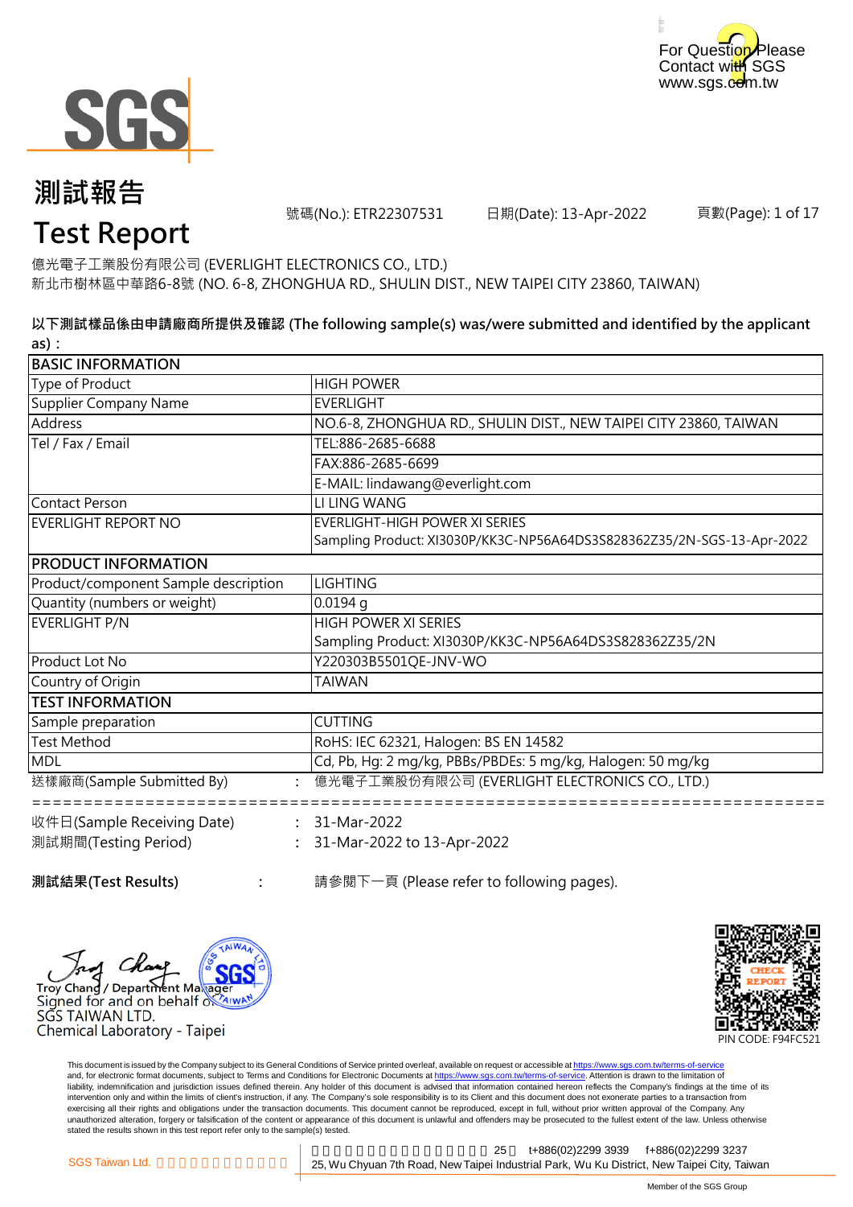For Question Please
Contact with SGS
www.sgs.com.tw

# 測試報告
# Test Report

號碼(No.): ETR22307531　　日期(Date): 13-Apr-2022　　頁數(Page): 1 of 17

億光電子工業股份有限公司 (EVERLIGHT ELECTRONICS CO., LTD.)
新北市樹林區中華路6-8號 (NO. 6-8, ZHONGHUA RD., SHULIN DIST., NEW TAIPEI CITY 23860, TAIWAN)

**以下測試樣品係由申請廠商所提供及確認 (The following sample(s) was/were submitted and identified by the applicant as)：**

| **BASIC INFORMATION** | |
|---|---|
| Type of Product | HIGH POWER |
| Supplier Company Name | EVERLIGHT |
| Address | NO.6-8, ZHONGHUA RD., SHULIN DIST., NEW TAIPEI CITY 23860, TAIWAN |
| Tel / Fax / Email | TEL:886-2685-6688 |
| | FAX:886-2685-6699 |
| | E-MAIL: lindawang@everlight.com |
| Contact Person | LI LING WANG |
| EVERLIGHT REPORT NO | EVERLIGHT-HIGH POWER XI SERIES<br>Sampling Product: XI3030P/KK3C-NP56A64DS3S828362Z35/2N-SGS-13-Apr-2022 |
| **PRODUCT INFORMATION** | |
| Product/component Sample description | LIGHTING |
| Quantity (numbers or weight) | 0.0194 g |
| EVERLIGHT P/N | HIGH POWER XI SERIES<br>Sampling Product: XI3030P/KK3C-NP56A64DS3S828362Z35/2N |
| Product Lot No | Y220303B5501QE-JNV-WO |
| Country of Origin | TAIWAN |
| **TEST INFORMATION** | |
| Sample preparation | CUTTING |
| Test Method | RoHS: IEC 62321, Halogen: BS EN 14582 |
| MDL | Cd, Pb, Hg: 2 mg/kg, PBBs/PBDEs: 5 mg/kg, Halogen: 50 mg/kg |

送樣廠商(Sample Submitted By)　：　億光電子工業股份有限公司 (EVERLIGHT ELECTRONICS CO., LTD.)

==========================================================================

收件日(Sample Receiving Date)　：　31-Mar-2022
測試期間(Testing Period)　：　31-Mar-2022 to 13-Apr-2022

**測試結果(Test Results)**　：　請參閱下一頁 (Please refer to following pages).

Troy Chang / Department Manager
Signed for and on behalf of
SGS TAIWAN LTD.
Chemical Laboratory - Taipei

PIN CODE: F94FC521

This document is issued by the Company subject to its General Conditions of Service printed overleaf, available on request or accessible at https://www.sgs.com.tw/terms-of-service and, for electronic format documents, subject to Terms and Conditions for Electronic Documents at https://www.sgs.com.tw/terms-of-service. Attention is drawn to the limitation of liability, indemnification and jurisdiction issues defined therein. Any holder of this document is advised that information contained hereon reflects the Company's findings at the time of its intervention only and within the limits of client's instruction, if any. The Company's sole responsibility is to its Client and this document does not exonerate parties to a transaction from exercising all their rights and obligations under the transaction documents. This document cannot be reproduced, except in full, without prior written approval of the Company. Any unauthorized alteration, forgery or falsification of the content or appearance of this document is unlawful and offenders may be prosecuted to the fullest extent of the law. Unless otherwise stated the results shown in this test report refer only to the sample(s) tested.

SGS Taiwan Ltd. 　25, Wu Chyuan 7th Road, New Taipei Industrial Park, Wu Ku District, New Taipei City, Taiwan　t+886(02)2299 3939　f+886(02)2299 3237

Member of the SGS Group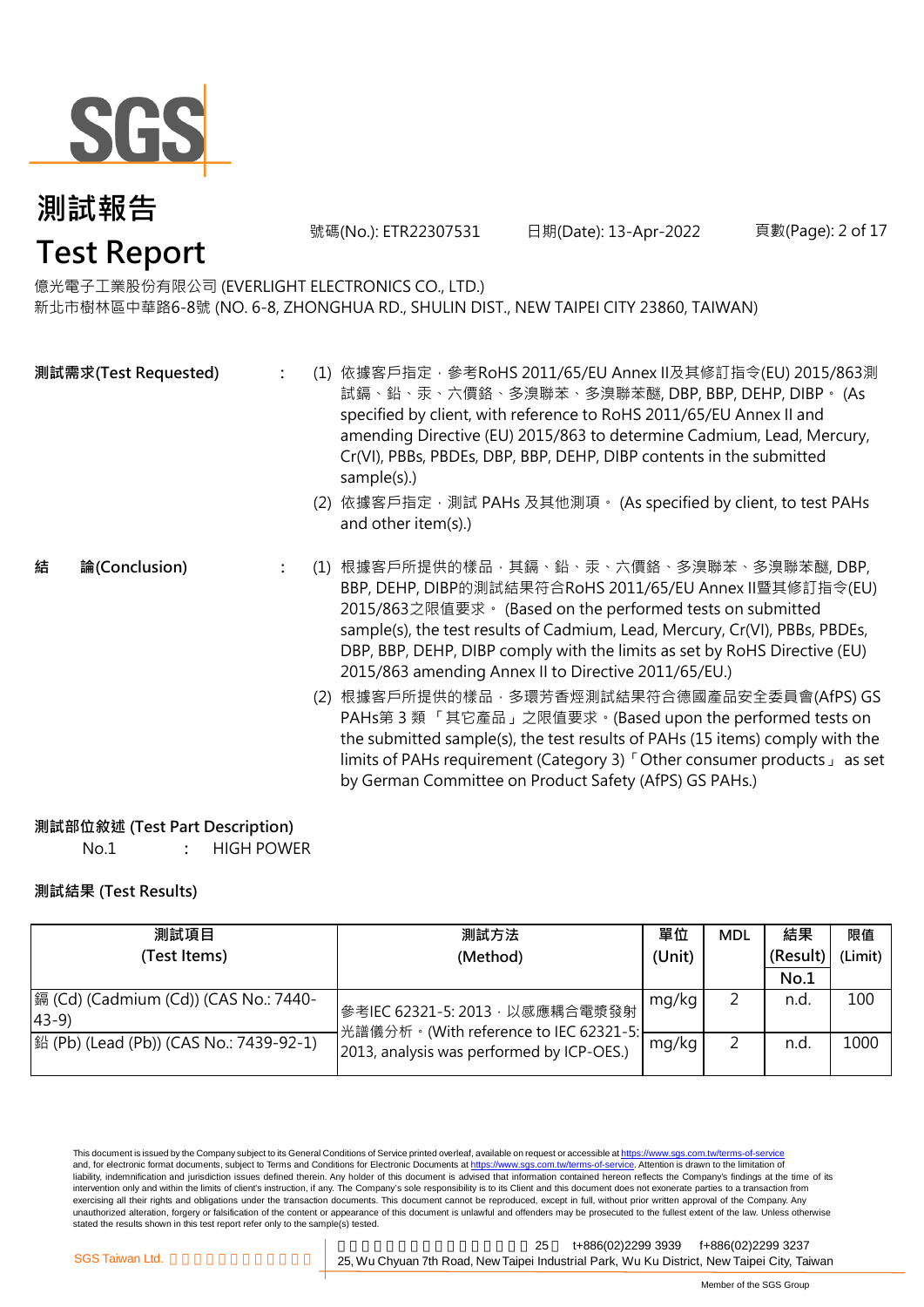# 測試報告
# Test Report

號碼(No.): ETR22307531　　日期(Date): 13-Apr-2022

億光電子工業股份有限公司 (EVERLIGHT ELECTRONICS CO., LTD.)
新北市樹林區中華路6-8號 (NO. 6-8, ZHONGHUA RD., SHULIN DIST., NEW TAIPEI CITY 23860, TAIWAN)

**測試需求(Test Requested)** :

(1) 依據客戶指定，參考RoHS 2011/65/EU Annex II及其修訂指令(EU) 2015/863測試鎘、鉛、汞、六價鉻、多溴聯苯、多溴聯苯醚, DBP, BBP, DEHP, DIBP。 (As specified by client, with reference to RoHS 2011/65/EU Annex II and amending Directive (EU) 2015/863 to determine Cadmium, Lead, Mercury, Cr(VI), PBBs, PBDEs, DBP, BBP, DEHP, DIBP contents in the submitted sample(s).)

(2) 依據客戶指定，測試 PAHs 及其他測項。 (As specified by client, to test PAHs and other item(s).)

**結　論(Conclusion)** :

(1) 根據客戶所提供的樣品，其鎘、鉛、汞、六價鉻、多溴聯苯、多溴聯苯醚, DBP, BBP, DEHP, DIBP的測試結果符合RoHS 2011/65/EU Annex II暨其修訂指令(EU) 2015/863之限值要求。 (Based on the performed tests on submitted sample(s), the test results of Cadmium, Lead, Mercury, Cr(VI), PBBs, PBDEs, DBP, BBP, DEHP, DIBP comply with the limits as set by RoHS Directive (EU) 2015/863 amending Annex II to Directive 2011/65/EU.)

(2) 根據客戶所提供的樣品，多環芳香烴測試結果符合德國產品安全委員會(AfPS) GS PAHs第 3 類 「其它產品」之限值要求。(Based upon the performed tests on the submitted sample(s), the test results of PAHs (15 items) comply with the limits of PAHs requirement (Category 3)「Other consumer products」 as set by German Committee on Product Safety (AfPS) GS PAHs.)

**測試部位敘述 (Test Part Description)**

No.1　　:　HIGH POWER

**測試結果 (Test Results)**

| 測試項目 (Test Items) | 測試方法 (Method) | 單位 (Unit) | MDL | 結果 (Result) No.1 | 限值 (Limit) |
|---|---|---|---|---|---|
| 鎘 (Cd) (Cadmium (Cd)) (CAS No.: 7440-43-9) | 參考IEC 62321-5: 2013，以感應耦合電漿發射光譜儀分析。(With reference to IEC 62321-5: 2013, analysis was performed by ICP-OES.) | mg/kg | 2 | n.d. | 100 |
| 鉛 (Pb) (Lead (Pb)) (CAS No.: 7439-92-1) | | mg/kg | 2 | n.d. | 1000 |

This document is issued by the Company subject to its General Conditions of Service printed overleaf, available on request or accessible at https://www.sgs.com.tw/terms-of-service and, for electronic format documents, subject to Terms and Conditions for Electronic Documents at https://www.sgs.com.tw/terms-of-service. Attention is drawn to the limitation of liability, indemnification and jurisdiction issues defined therein. Any holder of this document is advised that information contained hereon reflects the Company's findings at the time of its intervention only and within the limits of client's instruction, if any. The Company's sole responsibility is to its Client and this document does not exonerate parties to a transaction from exercising all their rights and obligations under the transaction documents. This document cannot be reproduced, except in full, without prior written approval of the Company. Any unauthorized alteration, forgery or falsification of the content or appearance of this document is unlawful and offenders may be prosecuted to the fullest extent of the law. Unless otherwise stated the results shown in this test report refer only to the sample(s) tested.

SGS Taiwan Ltd. 25, Wu Chyuan 7th Road, New Taipei Industrial Park, Wu Ku District, New Taipei City, Taiwan t+886(02)2299 3939 f+886(02)2299 3237

Member of the SGS Group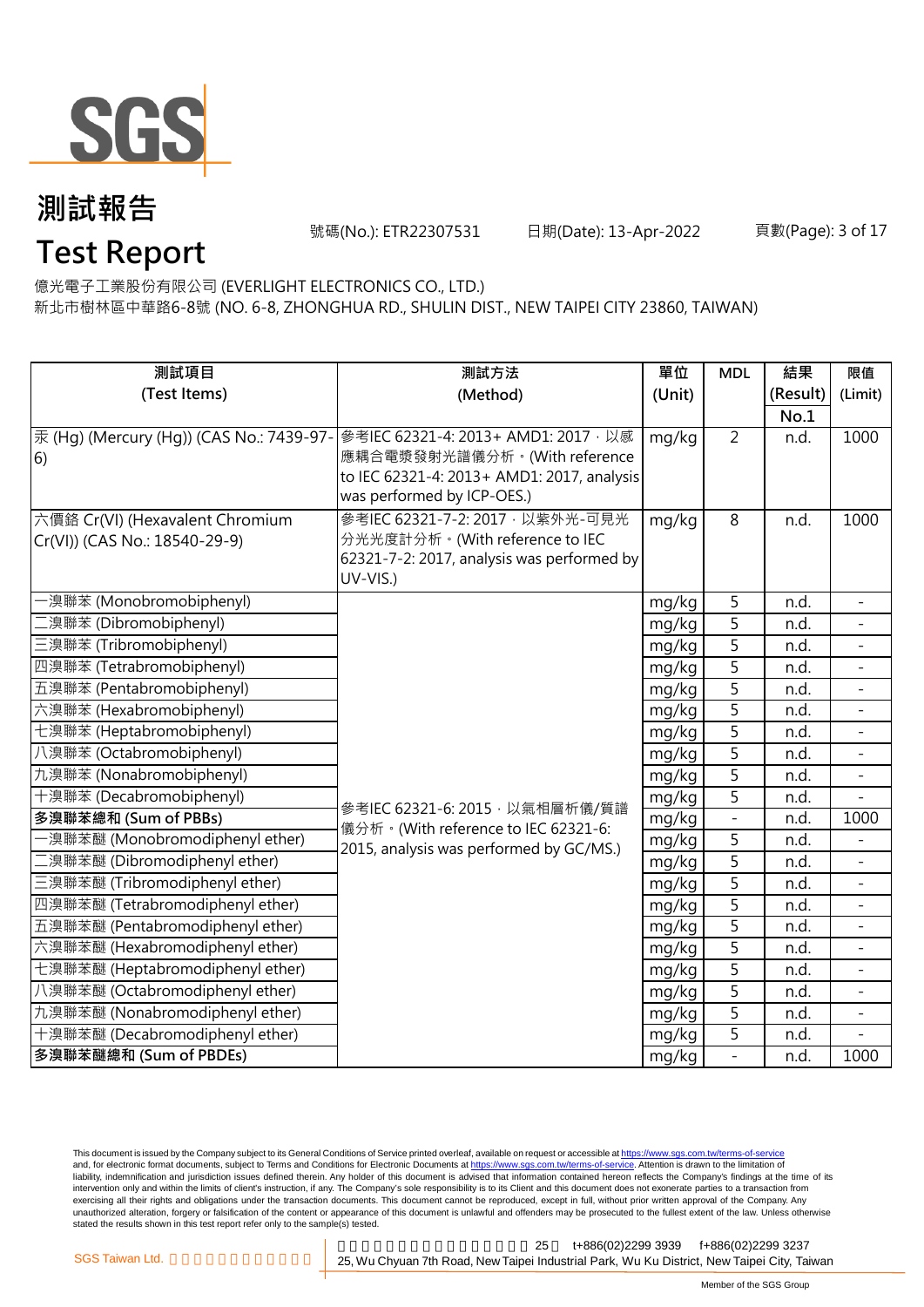# 測試報告

# Test Report

號碼(No.): ETR22307531　　日期(Date): 13-Apr-2022

億光電子工業股份有限公司 (EVERLIGHT ELECTRONICS CO., LTD.)
新北市樹林區中華路6-8號 (NO. 6-8, ZHONGHUA RD., SHULIN DIST., NEW TAIPEI CITY 23860, TAIWAN)

| 測試項目 (Test Items) | 測試方法 (Method) | 單位 (Unit) | MDL | 結果 (Result) No.1 | 限值 (Limit) |
|---|---|---|---|---|---|
| 汞 (Hg) (Mercury (Hg)) (CAS No.: 7439-97-6) | 參考IEC 62321-4: 2013+ AMD1: 2017，以感應耦合電漿發射光譜儀分析。(With reference to IEC 62321-4: 2013+ AMD1: 2017, analysis was performed by ICP-OES.) | mg/kg | 2 | n.d. | 1000 |
| 六價鉻 Cr(VI) (Hexavalent Chromium Cr(VI)) (CAS No.: 18540-29-9) | 參考IEC 62321-7-2: 2017，以紫外光-可見光分光光度計分析。(With reference to IEC 62321-7-2: 2017, analysis was performed by UV-VIS.) | mg/kg | 8 | n.d. | 1000 |
| 一溴聯苯 (Monobromobiphenyl) | 參考IEC 62321-6: 2015，以氣相層析儀/質譜儀分析。(With reference to IEC 62321-6: 2015, analysis was performed by GC/MS.) | mg/kg | 5 | n.d. | - |
| 二溴聯苯 (Dibromobiphenyl) | | mg/kg | 5 | n.d. | - |
| 三溴聯苯 (Tribromobiphenyl) | | mg/kg | 5 | n.d. | - |
| 四溴聯苯 (Tetrabromobiphenyl) | | mg/kg | 5 | n.d. | - |
| 五溴聯苯 (Pentabromobiphenyl) | | mg/kg | 5 | n.d. | - |
| 六溴聯苯 (Hexabromobiphenyl) | | mg/kg | 5 | n.d. | - |
| 七溴聯苯 (Heptabromobiphenyl) | | mg/kg | 5 | n.d. | - |
| 八溴聯苯 (Octabromobiphenyl) | | mg/kg | 5 | n.d. | - |
| 九溴聯苯 (Nonabromobiphenyl) | | mg/kg | 5 | n.d. | - |
| 十溴聯苯 (Decabromobiphenyl) | | mg/kg | 5 | n.d. | - |
| **多溴聯苯總和 (Sum of PBBs)** | | mg/kg | - | n.d. | 1000 |
| 一溴聯苯醚 (Monobromodiphenyl ether) | | mg/kg | 5 | n.d. | - |
| 二溴聯苯醚 (Dibromodiphenyl ether) | | mg/kg | 5 | n.d. | - |
| 三溴聯苯醚 (Tribromodiphenyl ether) | | mg/kg | 5 | n.d. | - |
| 四溴聯苯醚 (Tetrabromodiphenyl ether) | | mg/kg | 5 | n.d. | - |
| 五溴聯苯醚 (Pentabromodiphenyl ether) | | mg/kg | 5 | n.d. | - |
| 六溴聯苯醚 (Hexabromodiphenyl ether) | | mg/kg | 5 | n.d. | - |
| 七溴聯苯醚 (Heptabromodiphenyl ether) | | mg/kg | 5 | n.d. | - |
| 八溴聯苯醚 (Octabromodiphenyl ether) | | mg/kg | 5 | n.d. | - |
| 九溴聯苯醚 (Nonabromodiphenyl ether) | | mg/kg | 5 | n.d. | - |
| 十溴聯苯醚 (Decabromodiphenyl ether) | | mg/kg | 5 | n.d. | - |
| **多溴聯苯醚總和 (Sum of PBDEs)** | | mg/kg | - | n.d. | 1000 |

This document is issued by the Company subject to its General Conditions of Service printed overleaf, available on request or accessible at https://www.sgs.com.tw/terms-of-service and, for electronic format documents, subject to Terms and Conditions for Electronic Documents at https://www.sgs.com.tw/terms-of-service. Attention is drawn to the limitation of liability, indemnification and jurisdiction issues defined therein. Any holder of this document is advised that information contained hereon reflects the Company's findings at the time of its intervention only and within the limits of client's instruction, if any. The Company's sole responsibility is to its Client and this document does not exonerate parties to a transaction from exercising all their rights and obligations under the transaction documents. This document cannot be reproduced, except in full, without prior written approval of the Company. Any unauthorized alteration, forgery or falsification of the content or appearance of this document is unlawful and offenders may be prosecuted to the fullest extent of the law. Unless otherwise stated the results shown in this test report refer only to the sample(s) tested.

SGS Taiwan Ltd. 25 t+886(02)2299 3939 f+886(02)2299 3237
25, Wu Chyuan 7th Road, New Taipei Industrial Park, Wu Ku District, New Taipei City, Taiwan

Member of the SGS Group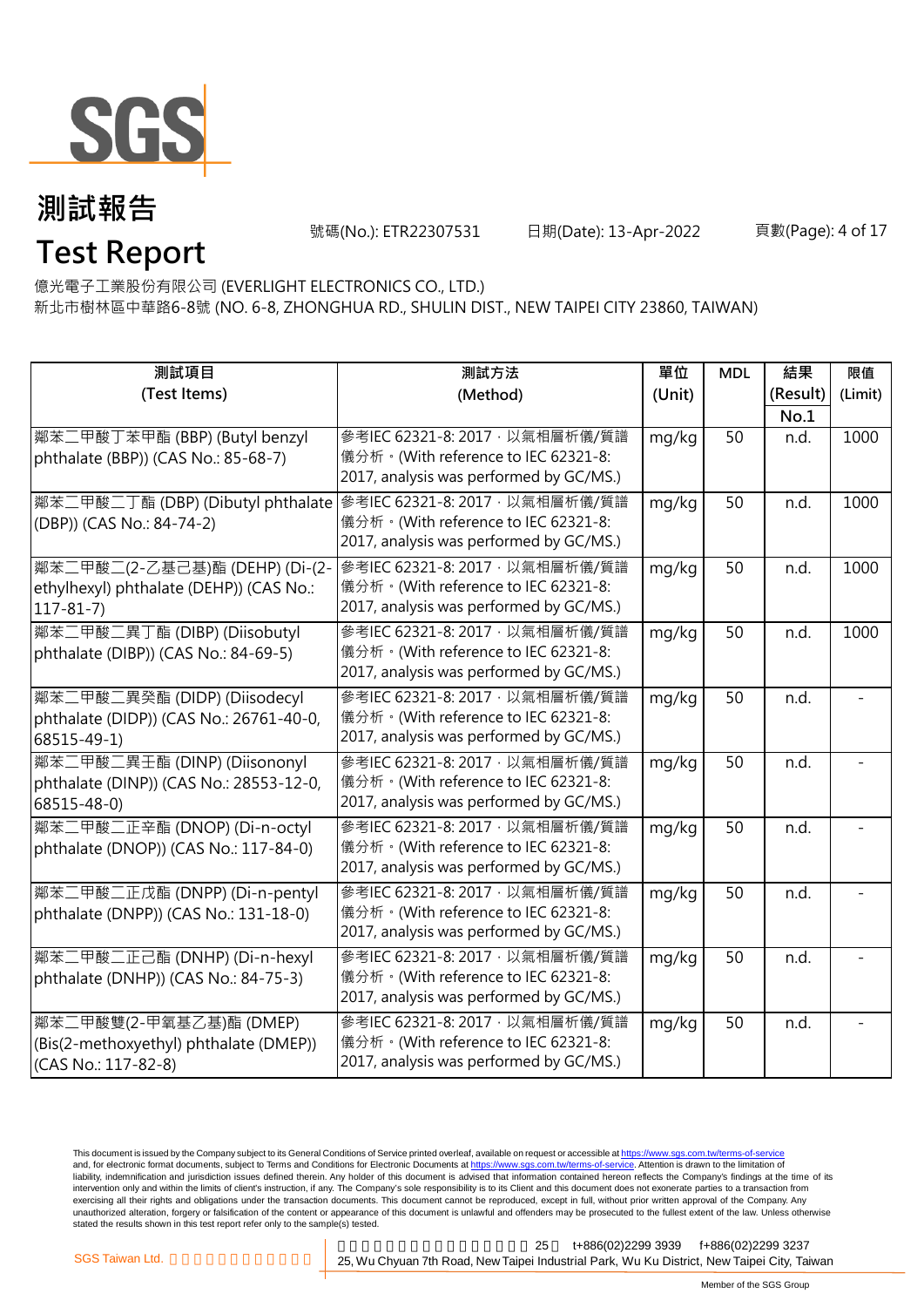# 測試報告

# Test Report

號碼(No.): ETR22307531　　日期(Date): 13-Apr-2022

億光電子工業股份有限公司 (EVERLIGHT ELECTRONICS CO., LTD.)
新北市樹林區中華路6-8號 (NO. 6-8, ZHONGHUA RD., SHULIN DIST., NEW TAIPEI CITY 23860, TAIWAN)

| 測試項目 (Test Items) | 測試方法 (Method) | 單位 (Unit) | MDL | 結果 (Result) No.1 | 限值 (Limit) |
|---|---|---|---|---|---|
| 鄰苯二甲酸丁苯甲酯 (BBP) (Butyl benzyl phthalate (BBP)) (CAS No.: 85-68-7) | 參考IEC 62321-8: 2017，以氣相層析儀/質譜儀分析。(With reference to IEC 62321-8: 2017, analysis was performed by GC/MS.) | mg/kg | 50 | n.d. | 1000 |
| 鄰苯二甲酸二丁酯 (DBP) (Dibutyl phthalate (DBP)) (CAS No.: 84-74-2) | 參考IEC 62321-8: 2017，以氣相層析儀/質譜儀分析。(With reference to IEC 62321-8: 2017, analysis was performed by GC/MS.) | mg/kg | 50 | n.d. | 1000 |
| 鄰苯二甲酸二(2-乙基己基)酯 (DEHP) (Di-(2-ethylhexyl) phthalate (DEHP)) (CAS No.: 117-81-7) | 參考IEC 62321-8: 2017，以氣相層析儀/質譜儀分析。(With reference to IEC 62321-8: 2017, analysis was performed by GC/MS.) | mg/kg | 50 | n.d. | 1000 |
| 鄰苯二甲酸二異丁酯 (DIBP) (Diisobutyl phthalate (DIBP)) (CAS No.: 84-69-5) | 參考IEC 62321-8: 2017，以氣相層析儀/質譜儀分析。(With reference to IEC 62321-8: 2017, analysis was performed by GC/MS.) | mg/kg | 50 | n.d. | 1000 |
| 鄰苯二甲酸二異癸酯 (DIDP) (Diisodecyl phthalate (DIDP)) (CAS No.: 26761-40-0, 68515-49-1) | 參考IEC 62321-8: 2017，以氣相層析儀/質譜儀分析。(With reference to IEC 62321-8: 2017, analysis was performed by GC/MS.) | mg/kg | 50 | n.d. | - |
| 鄰苯二甲酸二異壬酯 (DINP) (Diisononyl phthalate (DINP)) (CAS No.: 28553-12-0, 68515-48-0) | 參考IEC 62321-8: 2017，以氣相層析儀/質譜儀分析。(With reference to IEC 62321-8: 2017, analysis was performed by GC/MS.) | mg/kg | 50 | n.d. | - |
| 鄰苯二甲酸二正辛酯 (DNOP) (Di-n-octyl phthalate (DNOP)) (CAS No.: 117-84-0) | 參考IEC 62321-8: 2017，以氣相層析儀/質譜儀分析。(With reference to IEC 62321-8: 2017, analysis was performed by GC/MS.) | mg/kg | 50 | n.d. | - |
| 鄰苯二甲酸二正戊酯 (DNPP) (Di-n-pentyl phthalate (DNPP)) (CAS No.: 131-18-0) | 參考IEC 62321-8: 2017，以氣相層析儀/質譜儀分析。(With reference to IEC 62321-8: 2017, analysis was performed by GC/MS.) | mg/kg | 50 | n.d. | - |
| 鄰苯二甲酸二正己酯 (DNHP) (Di-n-hexyl phthalate (DNHP)) (CAS No.: 84-75-3) | 參考IEC 62321-8: 2017，以氣相層析儀/質譜儀分析。(With reference to IEC 62321-8: 2017, analysis was performed by GC/MS.) | mg/kg | 50 | n.d. | - |
| 鄰苯二甲酸雙(2-甲氧基乙基)酯 (DMEP) (Bis(2-methoxyethyl) phthalate (DMEP)) (CAS No.: 117-82-8) | 參考IEC 62321-8: 2017，以氣相層析儀/質譜儀分析。(With reference to IEC 62321-8: 2017, analysis was performed by GC/MS.) | mg/kg | 50 | n.d. | - |

This document is issued by the Company subject to its General Conditions of Service printed overleaf, available on request or accessible at https://www.sgs.com.tw/terms-of-service and, for electronic format documents, subject to Terms and Conditions for Electronic Documents at https://www.sgs.com.tw/terms-of-service. Attention is drawn to the limitation of liability, indemnification and jurisdiction issues defined therein. Any holder of this document is advised that information contained hereon reflects the Company's findings at the time of its intervention only and within the limits of client's instruction, if any. The Company's sole responsibility is to its Client and this document does not exonerate parties to a transaction from exercising all their rights and obligations under the transaction documents. This document cannot be reproduced, except in full, without prior written approval of the Company. Any unauthorized alteration, forgery or falsification of the content or appearance of this document is unlawful and offenders may be prosecuted to the fullest extent of the law. Unless otherwise stated the results shown in this test report refer only to the sample(s) tested.

SGS Taiwan Ltd. | 25 t+886(02)2299 3939 f+886(02)2299 3237
25, Wu Chyuan 7th Road, New Taipei Industrial Park, Wu Ku District, New Taipei City, Taiwan

Member of the SGS Group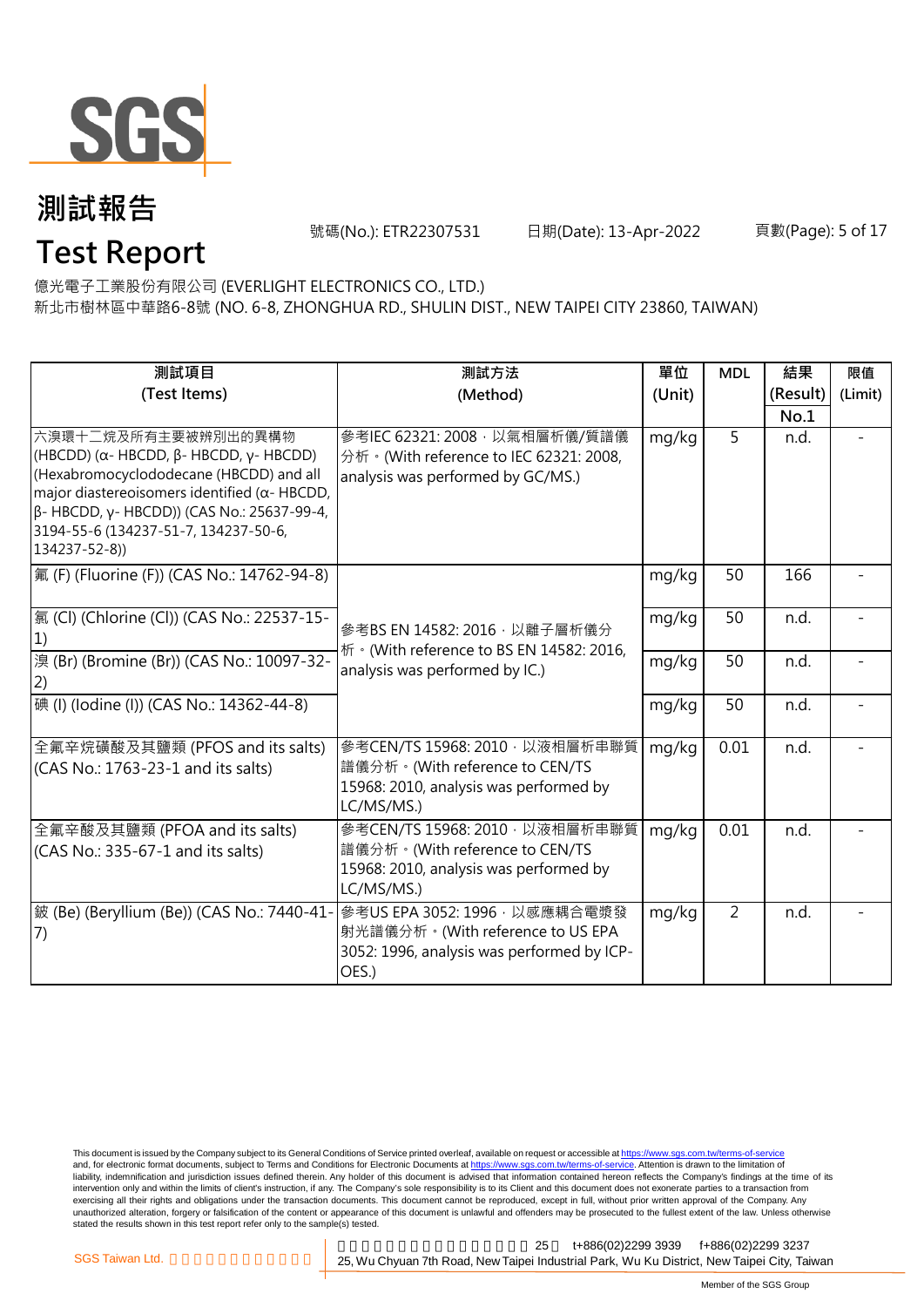# 測試報告

# Test Report

號碼(No.): ETR22307531　　日期(Date): 13-Apr-2022

億光電子工業股份有限公司 (EVERLIGHT ELECTRONICS CO., LTD.)
新北市樹林區中華路6-8號 (NO. 6-8, ZHONGHUA RD., SHULIN DIST., NEW TAIPEI CITY 23860, TAIWAN)

| 測試項目 (Test Items) | 測試方法 (Method) | 單位 (Unit) | MDL | 結果 (Result) No.1 | 限值 (Limit) |
|---|---|---|---|---|---|
| 六溴環十二烷及所有主要被辨別出的異構物 (HBCDD) (α- HBCDD, β- HBCDD, γ- HBCDD) (Hexabromocyclododecane (HBCDD) and all major diastereoisomers identified (α- HBCDD, β- HBCDD, γ- HBCDD)) (CAS No.: 25637-99-4, 3194-55-6 (134237-51-7, 134237-50-6, 134237-52-8)) | 參考IEC 62321: 2008，以氣相層析儀/質譜儀分析。(With reference to IEC 62321: 2008, analysis was performed by GC/MS.) | mg/kg | 5 | n.d. | - |
| 氟 (F) (Fluorine (F)) (CAS No.: 14762-94-8) | 參考BS EN 14582: 2016，以離子層析儀分析。(With reference to BS EN 14582: 2016, analysis was performed by IC.) | mg/kg | 50 | 166 | - |
| 氯 (Cl) (Chlorine (Cl)) (CAS No.: 22537-15-1) | | mg/kg | 50 | n.d. | - |
| 溴 (Br) (Bromine (Br)) (CAS No.: 10097-32-2) | | mg/kg | 50 | n.d. | - |
| 碘 (I) (Iodine (I)) (CAS No.: 14362-44-8) | | mg/kg | 50 | n.d. | - |
| 全氟辛烷磺酸及其鹽類 (PFOS and its salts) (CAS No.: 1763-23-1 and its salts) | 參考CEN/TS 15968: 2010，以液相層析串聯質譜儀分析。(With reference to CEN/TS 15968: 2010, analysis was performed by LC/MS/MS.) | mg/kg | 0.01 | n.d. | - |
| 全氟辛酸及其鹽類 (PFOA and its salts) (CAS No.: 335-67-1 and its salts) | 參考CEN/TS 15968: 2010，以液相層析串聯質譜儀分析。(With reference to CEN/TS 15968: 2010, analysis was performed by LC/MS/MS.) | mg/kg | 0.01 | n.d. | - |
| 鈹 (Be) (Beryllium (Be)) (CAS No.: 7440-41-7) | 參考US EPA 3052: 1996，以感應耦合電漿發射光譜儀分析。(With reference to US EPA 3052: 1996, analysis was performed by ICP-OES.) | mg/kg | 2 | n.d. | - |

This document is issued by the Company subject to its General Conditions of Service printed overleaf, available on request or accessible at https://www.sgs.com.tw/terms-of-service and, for electronic format documents, subject to Terms and Conditions for Electronic Documents at https://www.sgs.com.tw/terms-of-service. Attention is drawn to the limitation of liability, indemnification and jurisdiction issues defined therein. Any holder of this document is advised that information contained hereon reflects the Company's findings at the time of its intervention only and within the limits of client's instruction, if any. The Company's sole responsibility is to its Client and this document does not exonerate parties to a transaction from exercising all their rights and obligations under the transaction documents. This document cannot be reproduced, except in full, without prior written approval of the Company. Any unauthorized alteration, forgery or falsification of the content or appearance of this document is unlawful and offenders may be prosecuted to the fullest extent of the law. Unless otherwise stated the results shown in this test report refer only to the sample(s) tested.

SGS Taiwan Ltd. 25, Wu Chyuan 7th Road, New Taipei Industrial Park, Wu Ku District, New Taipei City, Taiwan t+886(02)2299 3939 f+886(02)2299 3237

Member of the SGS Group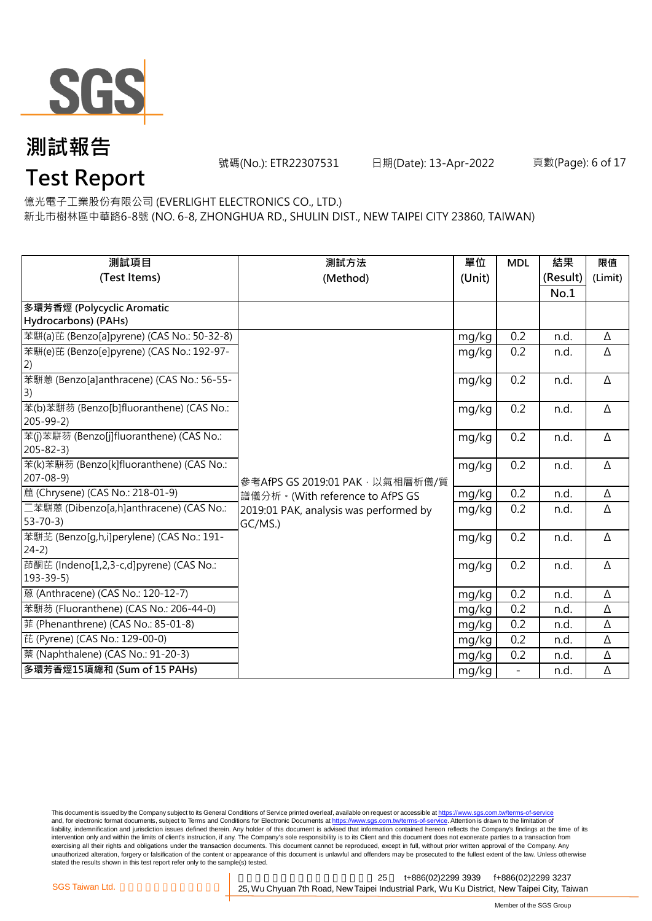# 測試報告
# Test Report

號碼(No.): ETR22307531　　日期(Date): 13-Apr-2022

億光電子工業股份有限公司 (EVERLIGHT ELECTRONICS CO., LTD.)
新北市樹林區中華路6-8號 (NO. 6-8, ZHONGHUA RD., SHULIN DIST., NEW TAIPEI CITY 23860, TAIWAN)

| 測試項目 (Test Items) | 測試方法 (Method) | 單位 (Unit) | MDL | 結果 (Result) No.1 | 限值 (Limit) |
|---|---|---|---|---|---|
| **多環芳香烴 (Polycyclic Aromatic Hydrocarbons) (PAHs)** | | | | | |
| 苯駢(a)芘 (Benzo[a]pyrene) (CAS No.: 50-32-8) | 參考AfPS GS 2019:01 PAK，以氣相層析儀/質譜儀分析。(With reference to AfPS GS 2019:01 PAK, analysis was performed by GC/MS.) | mg/kg | 0.2 | n.d. | Δ |
| 苯駢(e)芘 (Benzo[e]pyrene) (CAS No.: 192-97-2) | | mg/kg | 0.2 | n.d. | Δ |
| 苯駢蒽 (Benzo[a]anthracene) (CAS No.: 56-55-3) | | mg/kg | 0.2 | n.d. | Δ |
| 苯(b)苯駢芴 (Benzo[b]fluoranthene) (CAS No.: 205-99-2) | | mg/kg | 0.2 | n.d. | Δ |
| 苯(j)苯駢芴 (Benzo[j]fluoranthene) (CAS No.: 205-82-3) | | mg/kg | 0.2 | n.d. | Δ |
| 苯(k)苯駢芴 (Benzo[k]fluoranthene) (CAS No.: 207-08-9) | | mg/kg | 0.2 | n.d. | Δ |
| 䓛 (Chrysene) (CAS No.: 218-01-9) | | mg/kg | 0.2 | n.d. | Δ |
| 二苯駢蒽 (Dibenzo[a,h]anthracene) (CAS No.: 53-70-3) | | mg/kg | 0.2 | n.d. | Δ |
| 苯駢苝 (Benzo[g,h,i]perylene) (CAS No.: 191-24-2) | | mg/kg | 0.2 | n.d. | Δ |
| 茚酮芘 (Indeno[1,2,3-c,d]pyrene) (CAS No.: 193-39-5) | | mg/kg | 0.2 | n.d. | Δ |
| 蒽 (Anthracene) (CAS No.: 120-12-7) | | mg/kg | 0.2 | n.d. | Δ |
| 苯駢芴 (Fluoranthene) (CAS No.: 206-44-0) | | mg/kg | 0.2 | n.d. | Δ |
| 菲 (Phenanthrene) (CAS No.: 85-01-8) | | mg/kg | 0.2 | n.d. | Δ |
| 芘 (Pyrene) (CAS No.: 129-00-0) | | mg/kg | 0.2 | n.d. | Δ |
| 萘 (Naphthalene) (CAS No.: 91-20-3) | | mg/kg | 0.2 | n.d. | Δ |
| **多環芳香烴15項總和 (Sum of 15 PAHs)** | | mg/kg | - | n.d. | Δ |

This document is issued by the Company subject to its General Conditions of Service printed overleaf, available on request or accessible at https://www.sgs.com.tw/terms-of-service and, for electronic format documents, subject to Terms and Conditions for Electronic Documents at https://www.sgs.com.tw/terms-of-service. Attention is drawn to the limitation of liability, indemnification and jurisdiction issues defined therein. Any holder of this document is advised that information contained hereon reflects the Company's findings at the time of its intervention only and within the limits of client's instruction, if any. The Company's sole responsibility is to its Client and this document does not exonerate parties to a transaction from exercising all their rights and obligations under the transaction documents. This document cannot be reproduced, except in full, without prior written approval of the Company. Any unauthorized alteration, forgery or falsification of the content or appearance of this document is unlawful and offenders may be prosecuted to the fullest extent of the law. Unless otherwise stated the results shown in this test report refer only to the sample(s) tested.

SGS Taiwan Ltd. | 25 t+886(02)2299 3939 f+886(02)2299 3237
25, Wu Chyuan 7th Road, New Taipei Industrial Park, Wu Ku District, New Taipei City, Taiwan

Member of the SGS Group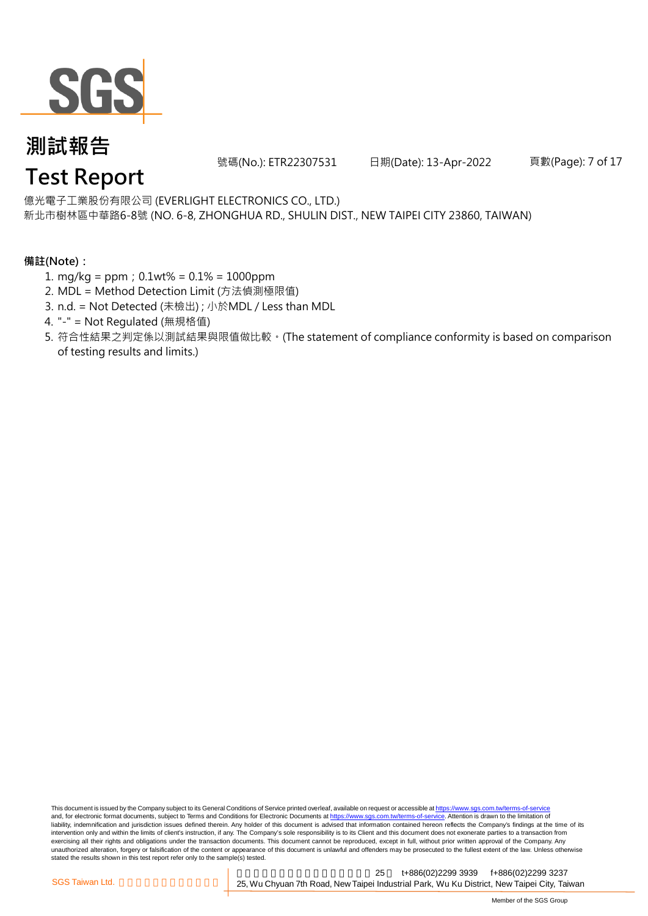# 測試報告
# Test Report

號碼(No.): ETR22307531　　日期(Date): 13-Apr-2022

億光電子工業股份有限公司 (EVERLIGHT ELECTRONICS CO., LTD.)
新北市樹林區中華路6-8號 (NO. 6-8, ZHONGHUA RD., SHULIN DIST., NEW TAIPEI CITY 23860, TAIWAN)

**備註(Note)：**

1. mg/kg = ppm；0.1wt% = 0.1% = 1000ppm
2. MDL = Method Detection Limit (方法偵測極限值)
3. n.d. = Not Detected (未檢出)；小於MDL / Less than MDL
4. "-" = Not Regulated (無規格值)
5. 符合性結果之判定係以測試結果與限值做比較。(The statement of compliance conformity is based on comparison of testing results and limits.)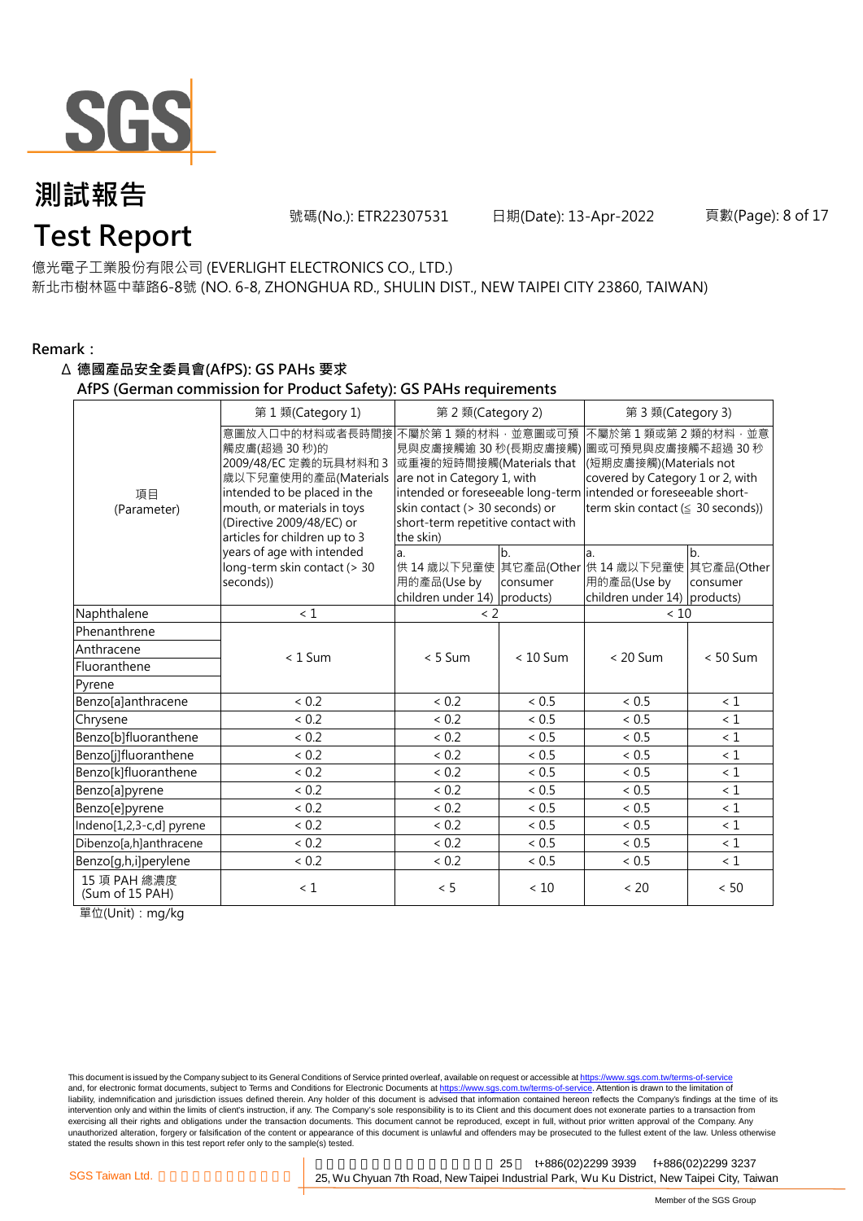# 測試報告

# Test Report

號碼(No.): ETR22307531　　日期(Date): 13-Apr-2022

億光電子工業股份有限公司 (EVERLIGHT ELECTRONICS CO., LTD.)

新北市樹林區中華路6-8號 (NO. 6-8, ZHONGHUA RD., SHULIN DIST., NEW TAIPEI CITY 23860, TAIWAN)

**Remark：**

**Δ 德國產品安全委員會(AfPS): GS PAHs 要求**

**AfPS (German commission for Product Safety): GS PAHs requirements**

| 項目 (Parameter) | 第 1 類(Category 1) | 第 2 類(Category 2) | | 第 3 類(Category 3) | |
|---|---|---|---|---|---|
| | 意圖放入口中的材料或者長時間接觸皮膚(超過 30 秒)的 2009/48/EC 定義的玩具材料和 3 歲以下兒童使用的產品(Materials intended to be placed in the mouth, or materials in toys (Directive 2009/48/EC) or articles for children up to 3 years of age with intended long-term skin contact (> 30 seconds)) | 不屬於第 1 類的材料，並意圖或可預見與皮膚接觸逾 30 秒(長期皮膚接觸)或重複的短時間接觸(Materials that are not in Category 1, with intended or foreseeable long-term skin contact (> 30 seconds) or short-term repetitive contact with the skin) | | 不屬於第 1 類或第 2 類的材料，並意圖或可預見與皮膚接觸不超過 30 秒(短期皮膚接觸)(Materials not covered by Category 1 or 2, with intended or foreseeable short-term skin contact (≦ 30 seconds)) | |
| | | a. 供 14 歲以下兒童使用的產品(Use by children under 14) | b. 其它產品(Other consumer products) | a. 供 14 歲以下兒童使用的產品(Use by children under 14) | b. 其它產品(Other consumer products) |
| Naphthalene | < 1 | < 2 | | < 10 | |
| Phenanthrene | < 1 Sum | < 5 Sum | < 10 Sum | < 20 Sum | < 50 Sum |
| Anthracene | | | | | |
| Fluoranthene | | | | | |
| Pyrene | | | | | |
| Benzo[a]anthracene | < 0.2 | < 0.2 | < 0.5 | < 0.5 | < 1 |
| Chrysene | < 0.2 | < 0.2 | < 0.5 | < 0.5 | < 1 |
| Benzo[b]fluoranthene | < 0.2 | < 0.2 | < 0.5 | < 0.5 | < 1 |
| Benzo[j]fluoranthene | < 0.2 | < 0.2 | < 0.5 | < 0.5 | < 1 |
| Benzo[k]fluoranthene | < 0.2 | < 0.2 | < 0.5 | < 0.5 | < 1 |
| Benzo[a]pyrene | < 0.2 | < 0.2 | < 0.5 | < 0.5 | < 1 |
| Benzo[e]pyrene | < 0.2 | < 0.2 | < 0.5 | < 0.5 | < 1 |
| Indeno[1,2,3-c,d] pyrene | < 0.2 | < 0.2 | < 0.5 | < 0.5 | < 1 |
| Dibenzo[a,h]anthracene | < 0.2 | < 0.2 | < 0.5 | < 0.5 | < 1 |
| Benzo[g,h,i]perylene | < 0.2 | < 0.2 | < 0.5 | < 0.5 | < 1 |
| 15 項 PAH 總濃度 (Sum of 15 PAH) | < 1 | < 5 | < 10 | < 20 | < 50 |

單位(Unit)：mg/kg

This document is issued by the Company subject to its General Conditions of Service printed overleaf, available on request or accessible at https://www.sgs.com.tw/terms-of-service and, for electronic format documents, subject to Terms and Conditions for Electronic Documents at https://www.sgs.com.tw/terms-of-service. Attention is drawn to the limitation of liability, indemnification and jurisdiction issues defined therein. Any holder of this document is advised that information contained hereon reflects the Company's findings at the time of its intervention only and within the limits of client's instruction, if any. The Company's sole responsibility is to its Client and this document does not exonerate parties to a transaction from exercising all their rights and obligations under the transaction documents. This document cannot be reproduced, except in full, without prior written approval of the Company. Any unauthorized alteration, forgery or falsification of the content or appearance of this document is unlawful and offenders may be prosecuted to the fullest extent of the law. Unless otherwise stated the results shown in this test report refer only to the sample(s) tested.

SGS Taiwan Ltd. 25, Wu Chyuan 7th Road, New Taipei Industrial Park, Wu Ku District, New Taipei City, Taiwan t+886(02)2299 3939 f+886(02)2299 3237

Member of the SGS Group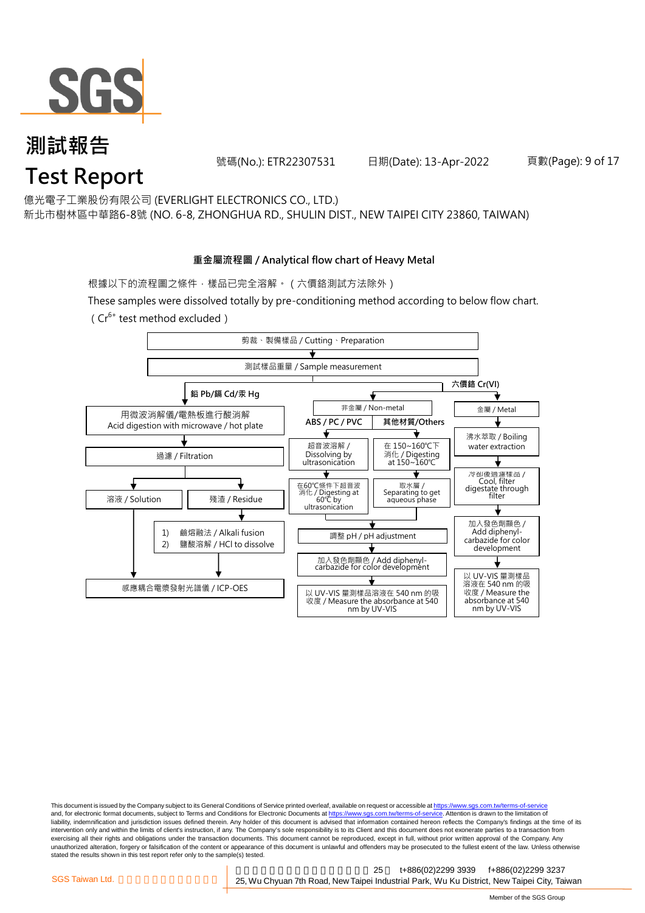# 測試報告
# Test Report

號碼(No.): ETR22307531　　日期(Date): 13-Apr-2022

億光電子工業股份有限公司 (EVERLIGHT ELECTRONICS CO., LTD.)
新北市樹林區中華路6-8號 (NO. 6-8, ZHONGHUA RD., SHULIN DIST., NEW TAIPEI CITY 23860, TAIWAN)

## 重金屬流程圖 / Analytical flow chart of Heavy Metal

根據以下的流程圖之條件，樣品已完全溶解。（六價鉻測試方法除外）

These samples were dissolved totally by pre-conditioning method according to below flow chart.

（$Cr^{6+}$ test method excluded）

剪裁、製備樣品 / Cutting、Preparation
→ 測試樣品重量 / Sample measurement

**鉛 Pb/鎘 Cd/汞 Hg**
- 用微波消解儀/電熱板進行酸消解 Acid digestion with microwave / hot plate
- → 過濾 / Filtration
- → 溶液 / Solution → 感應耦合電漿發射光譜儀 / ICP-OES
- → 殘渣 / Residue → 1) 鹼熔融法 / Alkali fusion 2) 鹽酸溶解 / HCl to dissolve → 感應耦合電漿發射光譜儀 / ICP-OES

**六價鉻 Cr(VI)**
- 非金屬 / Non-metal
  - **ABS / PC / PVC**: 超音波溶解 / Dissolving by ultrasonication → 在60℃條件下超音波消化 / Digesting at 60℃ by ultrasonication
  - **其他材質/Others**: 在 150~160℃下消化 / Digesting at 150~160℃ → 取水層 / Separating to get aqueous phase
  - → 調整 pH / pH adjustment → 加入發色劑顯色 / Add diphenyl-carbazide for color development → 以 UV-VIS 量測樣品溶液在 540 nm 的吸收度 / Measure the absorbance at 540 nm by UV-VIS
- 金屬 / Metal
  - 沸水萃取 / Boiling water extraction → 冷卻後過濾樣品 / Cool, filter digestate through filter → 加入發色劑顯色 / Add diphenyl-carbazide for color development → 以 UV-VIS 量測樣品溶液在 540 nm 的吸收度 / Measure the absorbance at 540 nm by UV-VIS

This document is issued by the Company subject to its General Conditions of Service printed overleaf, available on request or accessible at https://www.sgs.com.tw/terms-of-service and, for electronic format documents, subject to Terms and Conditions for Electronic Documents at https://www.sgs.com.tw/terms-of-service. Attention is drawn to the limitation of liability, indemnification and jurisdiction issues defined therein. Any holder of this document is advised that information contained hereon reflects the Company's findings at the time of its intervention only and within the limits of client's instruction, if any. The Company's sole responsibility is to its Client and this document does not exonerate parties to a transaction from exercising all their rights and obligations under the transaction documents. This document cannot be reproduced, except in full, without prior written approval of the Company. Any unauthorized alteration, forgery or falsification of the content or appearance of this document is unlawful and offenders may be prosecuted to the fullest extent of the law. Unless otherwise stated the results shown in this test report refer only to the sample(s) tested.

SGS Taiwan Ltd. 25 t+886(02)2299 3939 f+886(02)2299 3237
25, Wu Chyuan 7th Road, New Taipei Industrial Park, Wu Ku District, New Taipei City, Taiwan

Member of the SGS Group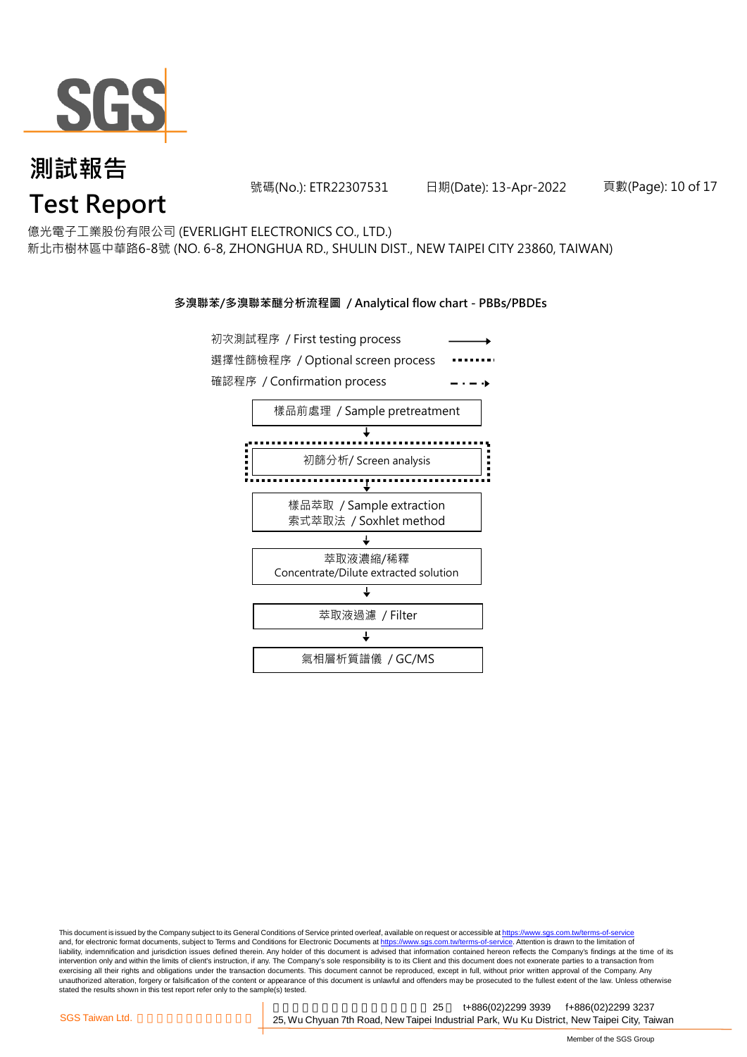# 測試報告

# Test Report

號碼(No.): ETR22307531　　日期(Date): 13-Apr-2022

億光電子工業股份有限公司 (EVERLIGHT ELECTRONICS CO., LTD.)
新北市樹林區中華路6-8號 (NO. 6-8, ZHONGHUA RD., SHULIN DIST., NEW TAIPEI CITY 23860, TAIWAN)

**多溴聯苯/多溴聯苯醚分析流程圖 / Analytical flow chart - PBBs/PBDEs**

- 初次測試程序 / First testing process (solid arrow)
- 選擇性篩檢程序 / Optional screen process (dotted line)
- 確認程序 / Confirmation process (dash-dot arrow)

1. 樣品前處理 / Sample pretreatment
2. 初篩分析/ Screen analysis (optional)
3. 樣品萃取 / Sample extraction
   索式萃取法 / Soxhlet method
4. 萃取液濃縮/稀釋
   Concentrate/Dilute extracted solution
5. 萃取液過濾 / Filter
6. 氣相層析質譜儀 / GC/MS

This document is issued by the Company subject to its General Conditions of Service printed overleaf, available on request or accessible at https://www.sgs.com.tw/terms-of-service and, for electronic format documents, subject to Terms and Conditions for Electronic Documents at https://www.sgs.com.tw/terms-of-service. Attention is drawn to the limitation of liability, indemnification and jurisdiction issues defined therein. Any holder of this document is advised that information contained hereon reflects the Company's findings at the time of its intervention only and within the limits of client's instruction, if any. The Company's sole responsibility is to its Client and this document does not exonerate parties to a transaction from exercising all their rights and obligations under the transaction documents. This document cannot be reproduced, except in full, without prior written approval of the Company. Any unauthorized alteration, forgery or falsification of the content or appearance of this document is unlawful and offenders may be prosecuted to the fullest extent of the law. Unless otherwise stated the results shown in this test report refer only to the sample(s) tested.

SGS Taiwan Ltd. 25, Wu Chyuan 7th Road, New Taipei Industrial Park, Wu Ku District, New Taipei City, Taiwan　t+886(02)2299 3939　f+886(02)2299 3237

Member of the SGS Group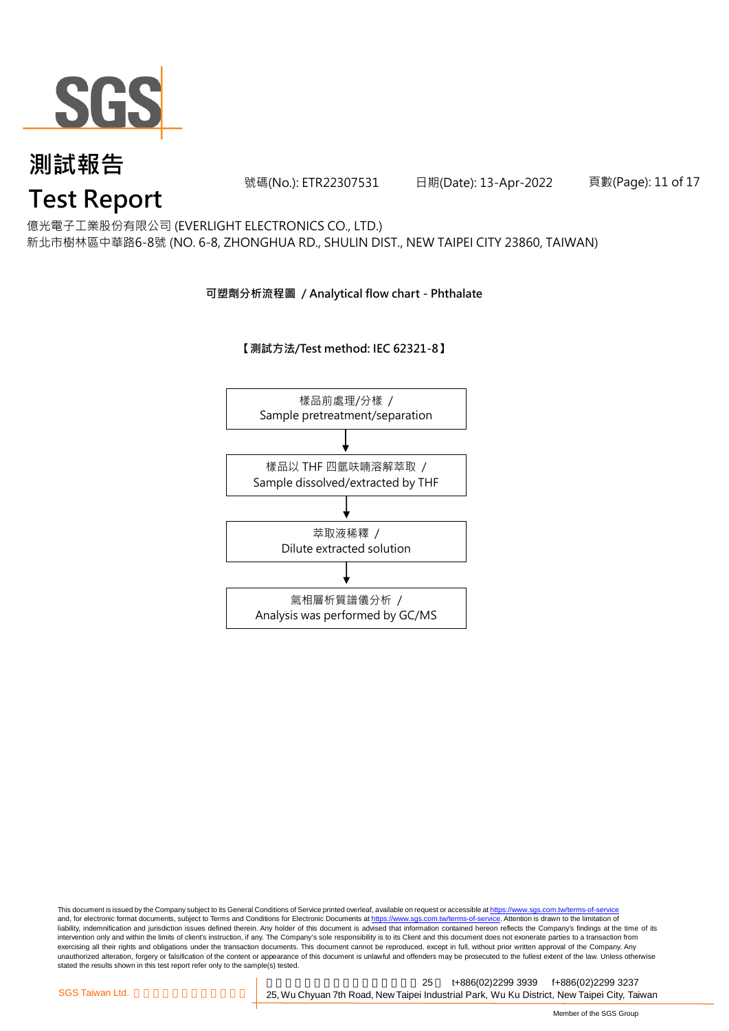# 測試報告
# Test Report

號碼(No.): ETR22307531　　日期(Date): 13-Apr-2022

億光電子工業股份有限公司 (EVERLIGHT ELECTRONICS CO., LTD.)
新北市樹林區中華路6-8號 (NO. 6-8, ZHONGHUA RD., SHULIN DIST., NEW TAIPEI CITY 23860, TAIWAN)

## 可塑劑分析流程圖 / Analytical flow chart - Phthalate

**【測試方法/Test method: IEC 62321-8】**

樣品前處理/分樣 /
Sample pretreatment/separation

↓

樣品以 THF 四氫呋喃溶解萃取 /
Sample dissolved/extracted by THF

↓

萃取液稀釋 /
Dilute extracted solution

↓

氣相層析質譜儀分析 /
Analysis was performed by GC/MS

This document is issued by the Company subject to its General Conditions of Service printed overleaf, available on request or accessible at https://www.sgs.com.tw/terms-of-service and, for electronic format documents, subject to Terms and Conditions for Electronic Documents at https://www.sgs.com.tw/terms-of-service. Attention is drawn to the limitation of liability, indemnification and jurisdiction issues defined therein. Any holder of this document is advised that information contained hereon reflects the Company's findings at the time of its intervention only and within the limits of client's instruction, if any. The Company's sole responsibility is to its Client and this document does not exonerate parties to a transaction from exercising all their rights and obligations under the transaction documents. This document cannot be reproduced, except in full, without prior written approval of the Company. Any unauthorized alteration, forgery or falsification of the content or appearance of this document is unlawful and offenders may be prosecuted to the fullest extent of the law. Unless otherwise stated the results shown in this test report refer only to the sample(s) tested.

SGS Taiwan Ltd. | 25, Wu Chyuan 7th Road, New Taipei Industrial Park, Wu Ku District, New Taipei City, Taiwan　t+886(02)2299 3939　f+886(02)2299 3237

Member of the SGS Group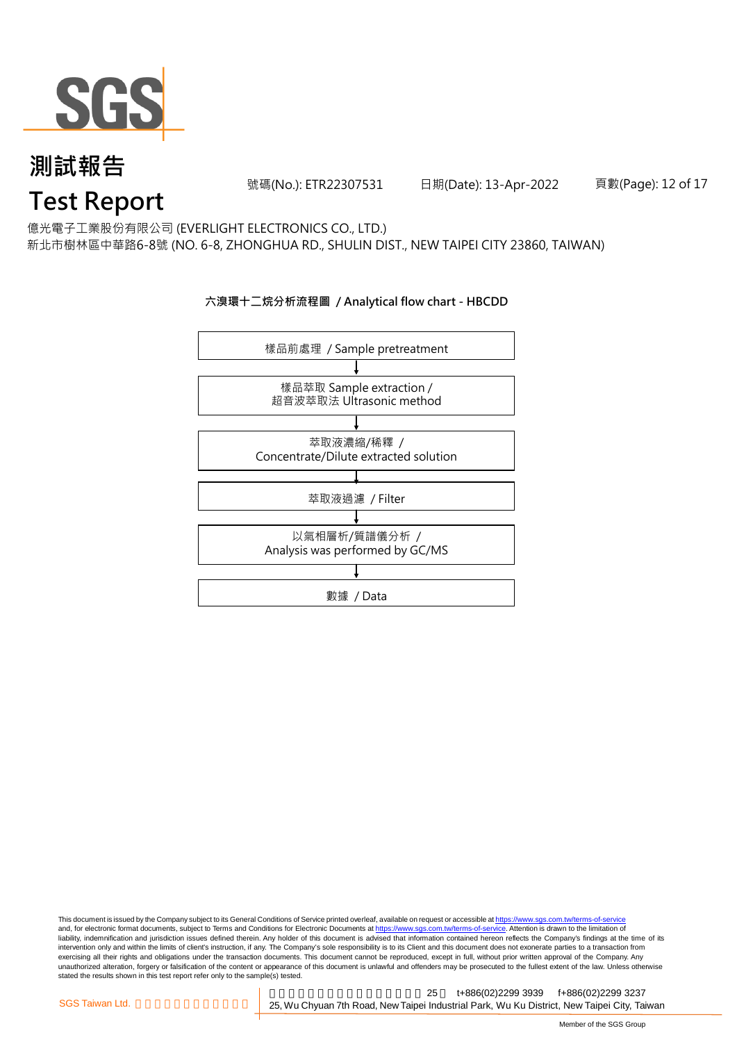# 測試報告

# Test Report

號碼(No.): ETR22307531 日期(Date): 13-Apr-2022

億光電子工業股份有限公司 (EVERLIGHT ELECTRONICS CO., LTD.)
新北市樹林區中華路6-8號 (NO. 6-8, ZHONGHUA RD., SHULIN DIST., NEW TAIPEI CITY 23860, TAIWAN)

**六溴環十二烷分析流程圖 / Analytical flow chart - HBCDD**

樣品前處理 / Sample pretreatment

↓

樣品萃取 Sample extraction /
超音波萃取法 Ultrasonic method

↓

萃取液濃縮/稀釋 /
Concentrate/Dilute extracted solution

↓

萃取液過濾 / Filter

↓

以氣相層析/質譜儀分析 /
Analysis was performed by GC/MS

↓

數據 / Data

This document is issued by the Company subject to its General Conditions of Service printed overleaf, available on request or accessible at https://www.sgs.com.tw/terms-of-service and, for electronic format documents, subject to Terms and Conditions for Electronic Documents at https://www.sgs.com.tw/terms-of-service. Attention is drawn to the limitation of liability, indemnification and jurisdiction issues defined therein. Any holder of this document is advised that information contained hereon reflects the Company's findings at the time of its intervention only and within the limits of client's instruction, if any. The Company's sole responsibility is to its Client and this document does not exonerate parties to a transaction from exercising all their rights and obligations under the transaction documents. This document cannot be reproduced, except in full, without prior written approval of the Company. Any unauthorized alteration, forgery or falsification of the content or appearance of this document is unlawful and offenders may be prosecuted to the fullest extent of the law. Unless otherwise stated the results shown in this test report refer only to the sample(s) tested.

SGS Taiwan Ltd. 25 t+886(02)2299 3939 f+886(02)2299 3237
25, Wu Chyuan 7th Road, New Taipei Industrial Park, Wu Ku District, New Taipei City, Taiwan

Member of the SGS Group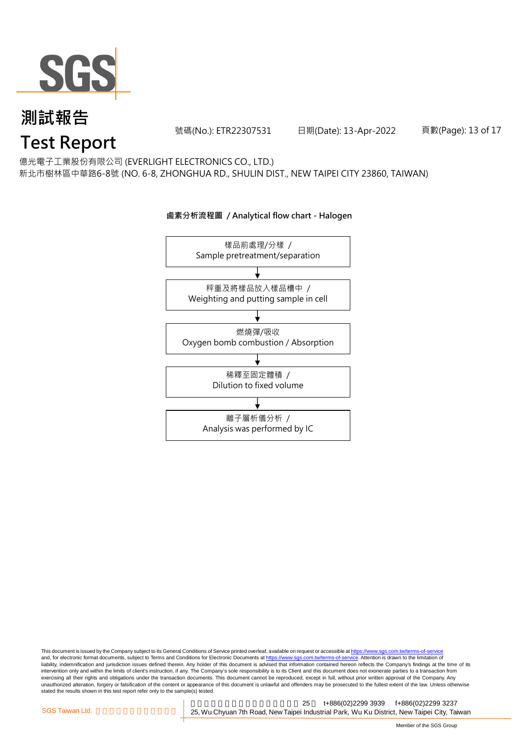# 測試報告
# Test Report

號碼(No.): ETR22307531 日期(Date): 13-Apr-2022

億光電子工業股份有限公司 (EVERLIGHT ELECTRONICS CO., LTD.)
新北市樹林區中華路6-8號 (NO. 6-8, ZHONGHUA RD., SHULIN DIST., NEW TAIPEI CITY 23860, TAIWAN)

**鹵素分析流程圖 / Analytical flow chart - Halogen**

樣品前處理/分樣 /
Sample pretreatment/separation

↓

秤重及將樣品放入樣品槽中 /
Weighting and putting sample in cell

↓

燃燒彈/吸收
Oxygen bomb combustion / Absorption

↓

稀釋至固定體積 /
Dilution to fixed volume

↓

離子層析儀分析 /
Analysis was performed by IC

This document is issued by the Company subject to its General Conditions of Service printed overleaf, available on request or accessible at https://www.sgs.com.tw/terms-of-service and, for electronic format documents, subject to Terms and Conditions for Electronic Documents at https://www.sgs.com.tw/terms-of-service. Attention is drawn to the limitation of liability, indemnification and jurisdiction issues defined therein. Any holder of this document is advised that information contained hereon reflects the Company's findings at the time of its intervention only and within the limits of client's instruction, if any. The Company's sole responsibility is to its Client and this document does not exonerate parties to a transaction from exercising all their rights and obligations under the transaction documents. This document cannot be reproduced, except in full, without prior written approval of the Company. Any unauthorized alteration, forgery or falsification of the content or appearance of this document is unlawful and offenders may be prosecuted to the fullest extent of the law. Unless otherwise stated the results shown in this test report refer only to the sample(s) tested.

SGS Taiwan Ltd. 25 t+886(02)2299 3939 f+886(02)2299 3237
25, Wu Chyuan 7th Road, New Taipei Industrial Park, Wu Ku District, New Taipei City, Taiwan

Member of the SGS Group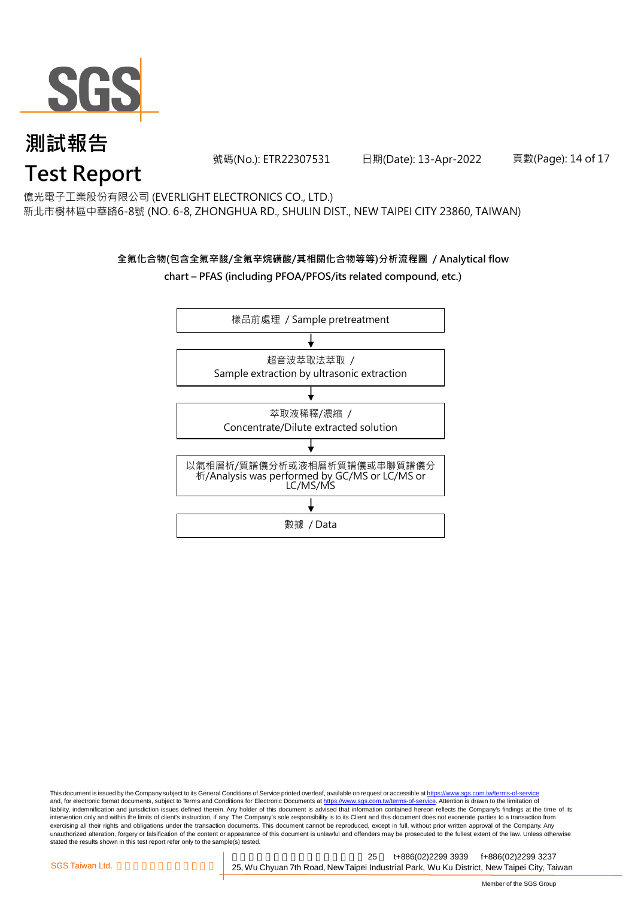# 測試報告
# Test Report

號碼(No.): ETR22307531 日期(Date): 13-Apr-2022

億光電子工業股份有限公司 (EVERLIGHT ELECTRONICS CO., LTD.)
新北市樹林區中華路6-8號 (NO. 6-8, ZHONGHUA RD., SHULIN DIST., NEW TAIPEI CITY 23860, TAIWAN)

**全氟化合物(包含全氟辛酸/全氟辛烷磺酸/其相關化合物等等)分析流程圖 / Analytical flow chart – PFAS (including PFOA/PFOS/its related compound, etc.)**

樣品前處理 / Sample pretreatment

↓

超音波萃取法萃取 / Sample extraction by ultrasonic extraction

↓

萃取液稀釋/濃縮 / Concentrate/Dilute extracted solution

↓

以氣相層析/質譜儀分析或液相層析質譜儀或串聯質譜儀分析/Analysis was performed by GC/MS or LC/MS or LC/MS/MS

↓

數據 / Data

This document is issued by the Company subject to its General Conditions of Service printed overleaf, available on request or accessible at https://www.sgs.com.tw/terms-of-service and, for electronic format documents, subject to Terms and Conditions for Electronic Documents at https://www.sgs.com.tw/terms-of-service. Attention is drawn to the limitation of liability, indemnification and jurisdiction issues defined therein. Any holder of this document is advised that information contained hereon reflects the Company's findings at the time of its intervention only and within the limits of client's instruction, if any. The Company's sole responsibility is to its Client and this document does not exonerate parties to a transaction from exercising all their rights and obligations under the transaction documents. This document cannot be reproduced, except in full, without prior written approval of the Company. Any unauthorized alteration, forgery or falsification of the content or appearance of this document is unlawful and offenders may be prosecuted to the fullest extent of the law. Unless otherwise stated the results shown in this test report refer only to the sample(s) tested.

SGS Taiwan Ltd. 25 t+886(02)2299 3939 f+886(02)2299 3237
25, Wu Chyuan 7th Road, New Taipei Industrial Park, Wu Ku District, New Taipei City, Taiwan

Member of the SGS Group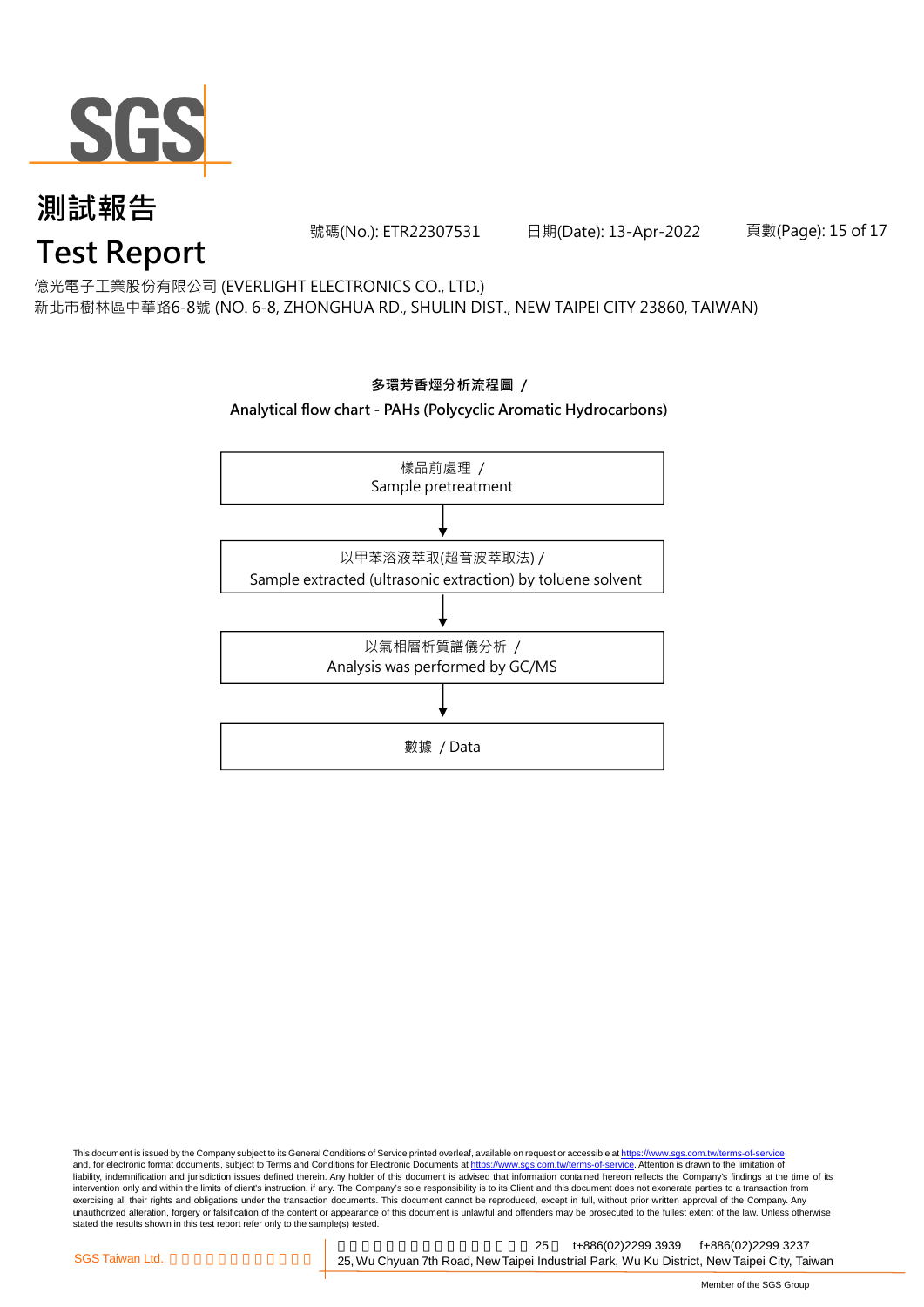# 測試報告
# Test Report

號碼(No.): ETR22307531 日期(Date): 13-Apr-2022

億光電子工業股份有限公司 (EVERLIGHT ELECTRONICS CO., LTD.)
新北市樹林區中華路6-8號 (NO. 6-8, ZHONGHUA RD., SHULIN DIST., NEW TAIPEI CITY 23860, TAIWAN)

**多環芳香烴分析流程圖 /**
**Analytical flow chart - PAHs (Polycyclic Aromatic Hydrocarbons)**

樣品前處理 /
Sample pretreatment

↓

以甲苯溶液萃取(超音波萃取法) /
Sample extracted (ultrasonic extraction) by toluene solvent

↓

以氣相層析質譜儀分析 /
Analysis was performed by GC/MS

↓

數據 / Data

This document is issued by the Company subject to its General Conditions of Service printed overleaf, available on request or accessible at https://www.sgs.com.tw/terms-of-service and, for electronic format documents, subject to Terms and Conditions for Electronic Documents at https://www.sgs.com.tw/terms-of-service. Attention is drawn to the limitation of liability, indemnification and jurisdiction issues defined therein. Any holder of this document is advised that information contained hereon reflects the Company's findings at the time of its intervention only and within the limits of client's instruction, if any. The Company's sole responsibility is to its Client and this document does not exonerate parties to a transaction from exercising all their rights and obligations under the transaction documents. This document cannot be reproduced, except in full, without prior written approval of the Company. Any unauthorized alteration, forgery or falsification of the content or appearance of this document is unlawful and offenders may be prosecuted to the fullest extent of the law. Unless otherwise stated the results shown in this test report refer only to the sample(s) tested.

SGS Taiwan Ltd. | 25, Wu Chyuan 7th Road, New Taipei Industrial Park, Wu Ku District, New Taipei City, Taiwan | t+886(02)2299 3939 | f+886(02)2299 3237

Member of the SGS Group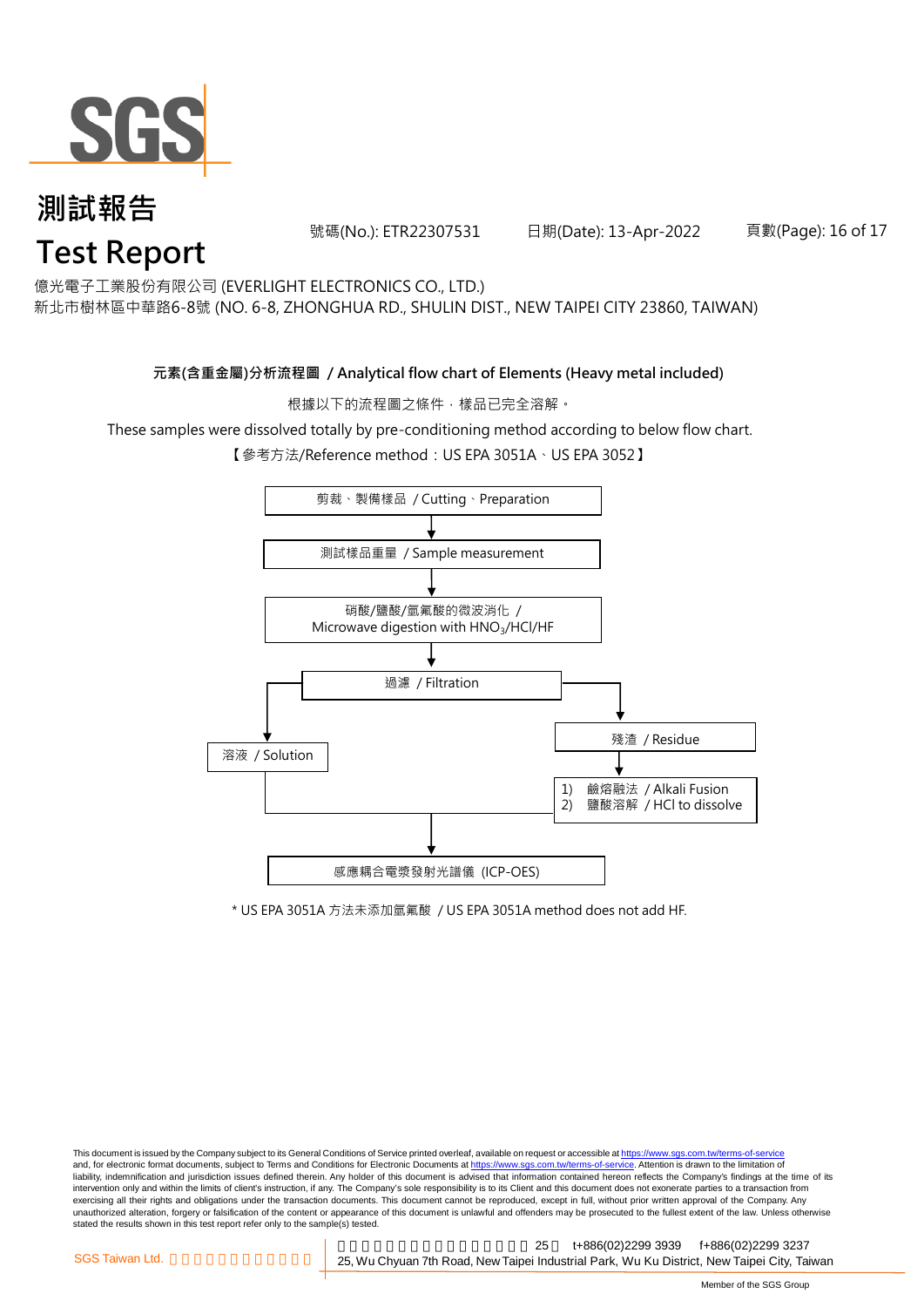# 測試報告
# Test Report

號碼(No.): ETR22307531　　日期(Date): 13-Apr-2022

億光電子工業股份有限公司 (EVERLIGHT ELECTRONICS CO., LTD.)
新北市樹林區中華路6-8號 (NO. 6-8, ZHONGHUA RD., SHULIN DIST., NEW TAIPEI CITY 23860, TAIWAN)

**元素(含重金屬)分析流程圖 / Analytical flow chart of Elements (Heavy metal included)**

根據以下的流程圖之條件，樣品已完全溶解。

These samples were dissolved totally by pre-conditioning method according to below flow chart.

【參考方法/Reference method：US EPA 3051A、US EPA 3052】

剪裁、製備樣品 / Cutting、Preparation

↓

測試樣品重量 / Sample measurement

↓

硝酸/鹽酸/氫氟酸的微波消化 / Microwave digestion with $HNO_3$/HCl/HF

↓

過濾 / Filtration

- → 溶液 / Solution
- → 殘渣 / Residue
  - ↓
  - 1) 鹼熔融法 / Alkali Fusion
  - 2) 鹽酸溶解 / HCl to dissolve

↓

感應耦合電漿發射光譜儀 (ICP-OES)

\* US EPA 3051A 方法未添加氫氟酸 / US EPA 3051A method does not add HF.

This document is issued by the Company subject to its General Conditions of Service printed overleaf, available on request or accessible at https://www.sgs.com.tw/terms-of-service and, for electronic format documents, subject to Terms and Conditions for Electronic Documents at https://www.sgs.com.tw/terms-of-service. Attention is drawn to the limitation of liability, indemnification and jurisdiction issues defined therein. Any holder of this document is advised that information contained hereon reflects the Company's findings at the time of its intervention only and within the limits of client's instruction, if any. The Company's sole responsibility is to its Client and this document does not exonerate parties to a transaction from exercising all their rights and obligations under the transaction documents. This document cannot be reproduced, except in full, without prior written approval of the Company. Any unauthorized alteration, forgery or falsification of the content or appearance of this document is unlawful and offenders may be prosecuted to the fullest extent of the law. Unless otherwise stated the results shown in this test report refer only to the sample(s) tested.

SGS Taiwan Ltd. 25, Wu Chyuan 7th Road, New Taipei Industrial Park, Wu Ku District, New Taipei City, Taiwan　t+886(02)2299 3939　f+886(02)2299 3237

Member of the SGS Group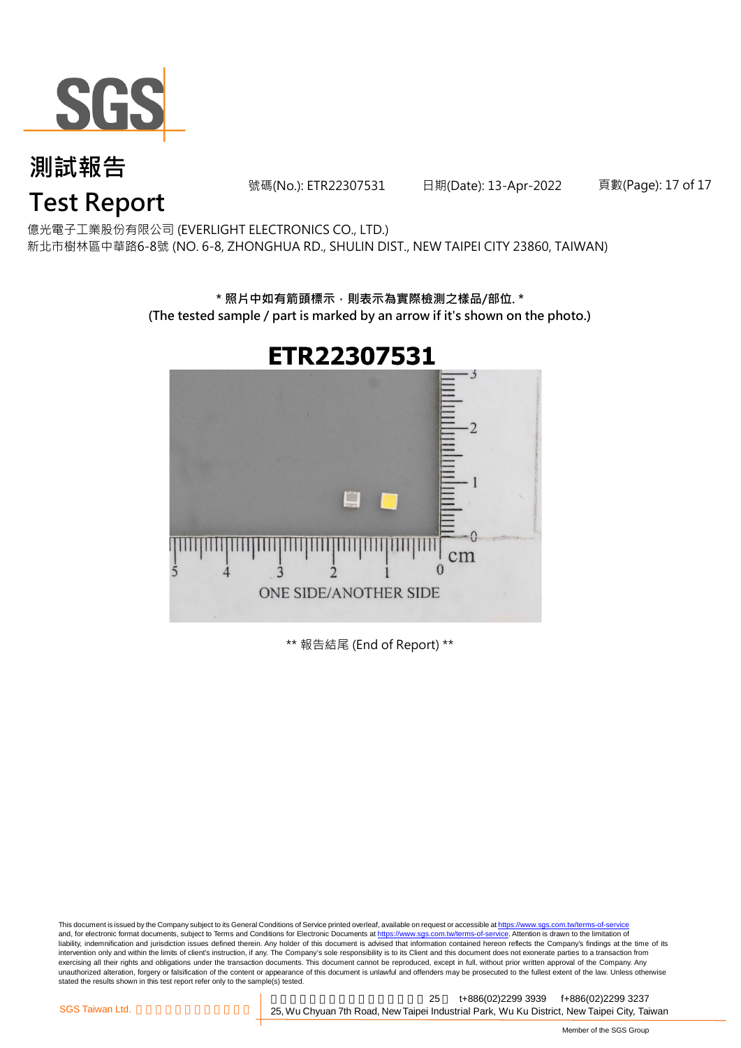# 測試報告

# Test Report

號碼(No.): ETR22307531　　日期(Date): 13-Apr-2022

億光電子工業股份有限公司 (EVERLIGHT ELECTRONICS CO., LTD.)
新北市樹林區中華路6-8號 (NO. 6-8, ZHONGHUA RD., SHULIN DIST., NEW TAIPEI CITY 23860, TAIWAN)

**\* 照片中如有箭頭標示，則表示為實際檢測之樣品/部位. \***
**(The tested sample / part is marked by an arrow if it's shown on the photo.)**

**ETR22307531**

ONE SIDE/ANOTHER SIDE

** 報告結尾 (End of Report) **

This document is issued by the Company subject to its General Conditions of Service printed overleaf, available on request or accessible at https://www.sgs.com.tw/terms-of-service and, for electronic format documents, subject to Terms and Conditions for Electronic Documents at https://www.sgs.com.tw/terms-of-service. Attention is drawn to the limitation of liability, indemnification and jurisdiction issues defined therein. Any holder of this document is advised that information contained hereon reflects the Company's findings at the time of its intervention only and within the limits of client's instruction, if any. The Company's sole responsibility is to its Client and this document does not exonerate parties to a transaction from exercising all their rights and obligations under the transaction documents. This document cannot be reproduced, except in full, without prior written approval of the Company. Any unauthorized alteration, forgery or falsification of the content or appearance of this document is unlawful and offenders may be prosecuted to the fullest extent of the law. Unless otherwise stated the results shown in this test report refer only to the sample(s) tested.

SGS Taiwan Ltd.　25　t+886(02)2299 3939　f+886(02)2299 3237
25, Wu Chyuan 7th Road, New Taipei Industrial Park, Wu Ku District, New Taipei City, Taiwan

Member of the SGS Group